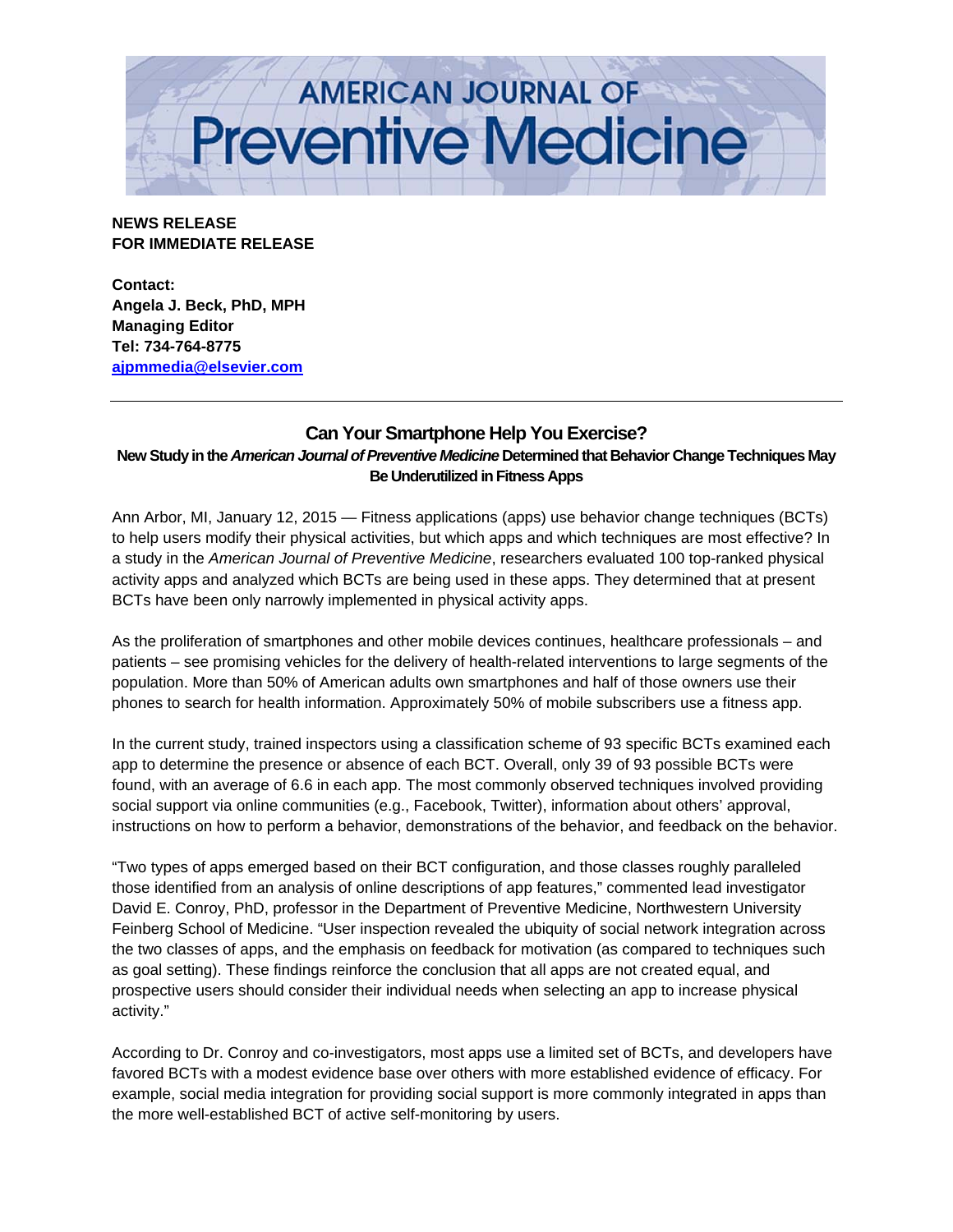# AMERICAN JOURNAL OF Preventive Medicine

**NEWS RELEASE**
**FOR IMMEDIATE RELEASE**

**Contact:**
**Angela J. Beck, PhD, MPH**
**Managing Editor**
**Tel: 734-764-8775**
**ajpmmedia@elsevier.com**

---

## Can Your Smartphone Help You Exercise?

### New Study in the *American Journal of Preventive Medicine* Determined that Behavior Change Techniques May Be Underutilized in Fitness Apps

Ann Arbor, MI, January 12, 2015 — Fitness applications (apps) use behavior change techniques (BCTs) to help users modify their physical activities, but which apps and which techniques are most effective? In a study in the *American Journal of Preventive Medicine*, researchers evaluated 100 top-ranked physical activity apps and analyzed which BCTs are being used in these apps. They determined that at present BCTs have been only narrowly implemented in physical activity apps.

As the proliferation of smartphones and other mobile devices continues, healthcare professionals – and patients – see promising vehicles for the delivery of health-related interventions to large segments of the population. More than 50% of American adults own smartphones and half of those owners use their phones to search for health information. Approximately 50% of mobile subscribers use a fitness app.

In the current study, trained inspectors using a classification scheme of 93 specific BCTs examined each app to determine the presence or absence of each BCT. Overall, only 39 of 93 possible BCTs were found, with an average of 6.6 in each app. The most commonly observed techniques involved providing social support via online communities (e.g., Facebook, Twitter), information about others' approval, instructions on how to perform a behavior, demonstrations of the behavior, and feedback on the behavior.

"Two types of apps emerged based on their BCT configuration, and those classes roughly paralleled those identified from an analysis of online descriptions of app features," commented lead investigator David E. Conroy, PhD, professor in the Department of Preventive Medicine, Northwestern University Feinberg School of Medicine. "User inspection revealed the ubiquity of social network integration across the two classes of apps, and the emphasis on feedback for motivation (as compared to techniques such as goal setting). These findings reinforce the conclusion that all apps are not created equal, and prospective users should consider their individual needs when selecting an app to increase physical activity."

According to Dr. Conroy and co-investigators, most apps use a limited set of BCTs, and developers have favored BCTs with a modest evidence base over others with more established evidence of efficacy. For example, social media integration for providing social support is more commonly integrated in apps than the more well-established BCT of active self-monitoring by users.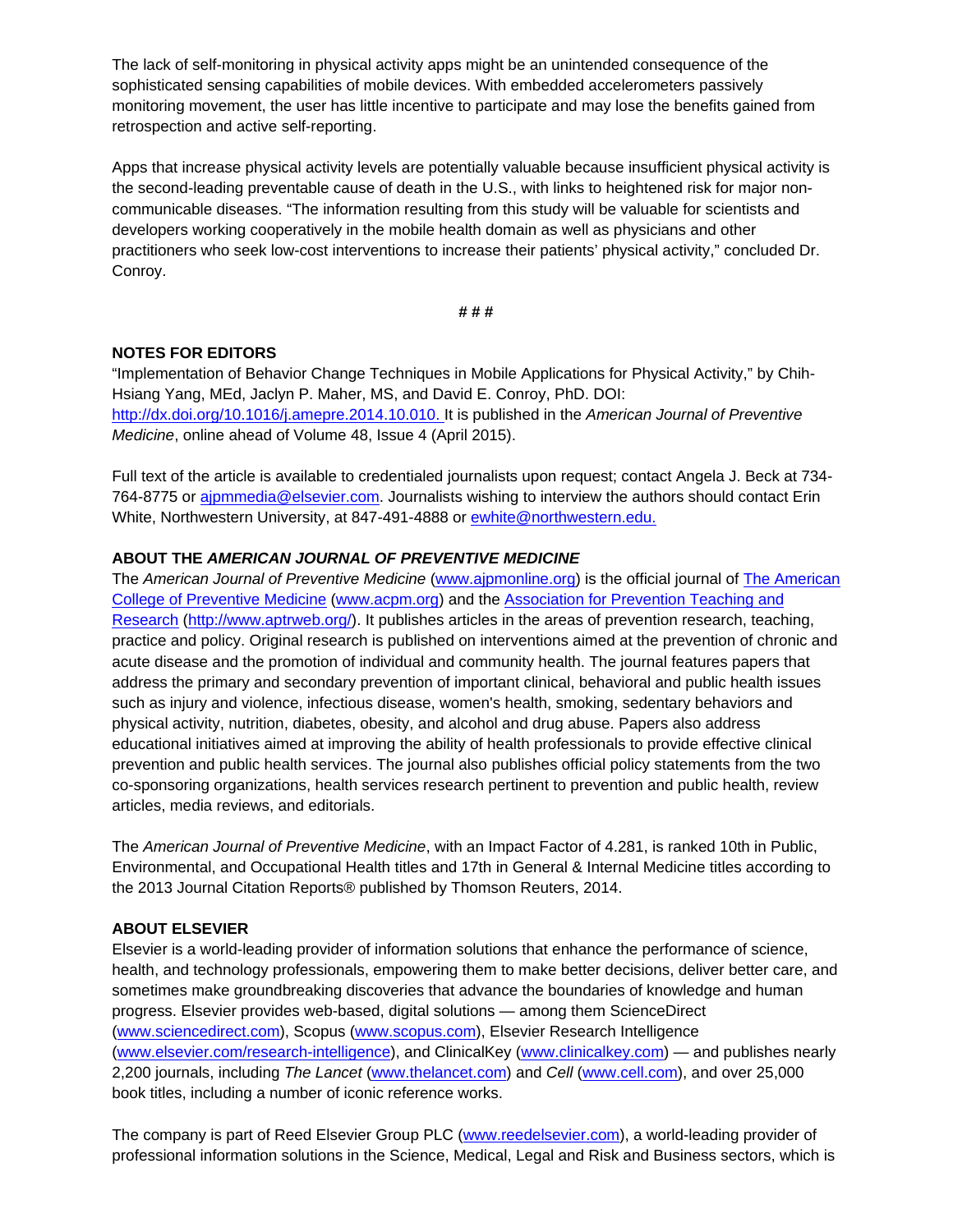The lack of self-monitoring in physical activity apps might be an unintended consequence of the sophisticated sensing capabilities of mobile devices. With embedded accelerometers passively monitoring movement, the user has little incentive to participate and may lose the benefits gained from retrospection and active self-reporting.

Apps that increase physical activity levels are potentially valuable because insufficient physical activity is the second-leading preventable cause of death in the U.S., with links to heightened risk for major non-communicable diseases. "The information resulting from this study will be valuable for scientists and developers working cooperatively in the mobile health domain as well as physicians and other practitioners who seek low-cost interventions to increase their patients' physical activity," concluded Dr. Conroy.

# # #

**NOTES FOR EDITORS**

"Implementation of Behavior Change Techniques in Mobile Applications for Physical Activity," by Chih-Hsiang Yang, MEd, Jaclyn P. Maher, MS, and David E. Conroy, PhD. DOI: http://dx.doi.org/10.1016/j.amepre.2014.10.010. It is published in the *American Journal of Preventive Medicine*, online ahead of Volume 48, Issue 4 (April 2015).

Full text of the article is available to credentialed journalists upon request; contact Angela J. Beck at 734-764-8775 or ajpmmedia@elsevier.com. Journalists wishing to interview the authors should contact Erin White, Northwestern University, at 847-491-4888 or ewhite@northwestern.edu.

**ABOUT THE *AMERICAN JOURNAL OF PREVENTIVE MEDICINE***

The *American Journal of Preventive Medicine* (www.ajpmonline.org) is the official journal of The American College of Preventive Medicine (www.acpm.org) and the Association for Prevention Teaching and Research (http://www.aptrweb.org/). It publishes articles in the areas of prevention research, teaching, practice and policy. Original research is published on interventions aimed at the prevention of chronic and acute disease and the promotion of individual and community health. The journal features papers that address the primary and secondary prevention of important clinical, behavioral and public health issues such as injury and violence, infectious disease, women's health, smoking, sedentary behaviors and physical activity, nutrition, diabetes, obesity, and alcohol and drug abuse. Papers also address educational initiatives aimed at improving the ability of health professionals to provide effective clinical prevention and public health services. The journal also publishes official policy statements from the two co-sponsoring organizations, health services research pertinent to prevention and public health, review articles, media reviews, and editorials.

The *American Journal of Preventive Medicine*, with an Impact Factor of 4.281, is ranked 10th in Public, Environmental, and Occupational Health titles and 17th in General & Internal Medicine titles according to the 2013 Journal Citation Reports® published by Thomson Reuters, 2014.

**ABOUT ELSEVIER**

Elsevier is a world-leading provider of information solutions that enhance the performance of science, health, and technology professionals, empowering them to make better decisions, deliver better care, and sometimes make groundbreaking discoveries that advance the boundaries of knowledge and human progress. Elsevier provides web-based, digital solutions — among them ScienceDirect (www.sciencedirect.com), Scopus (www.scopus.com), Elsevier Research Intelligence (www.elsevier.com/research-intelligence), and ClinicalKey (www.clinicalkey.com) — and publishes nearly 2,200 journals, including *The Lancet* (www.thelancet.com) and *Cell* (www.cell.com), and over 25,000 book titles, including a number of iconic reference works.

The company is part of Reed Elsevier Group PLC (www.reedelsevier.com), a world-leading provider of professional information solutions in the Science, Medical, Legal and Risk and Business sectors, which is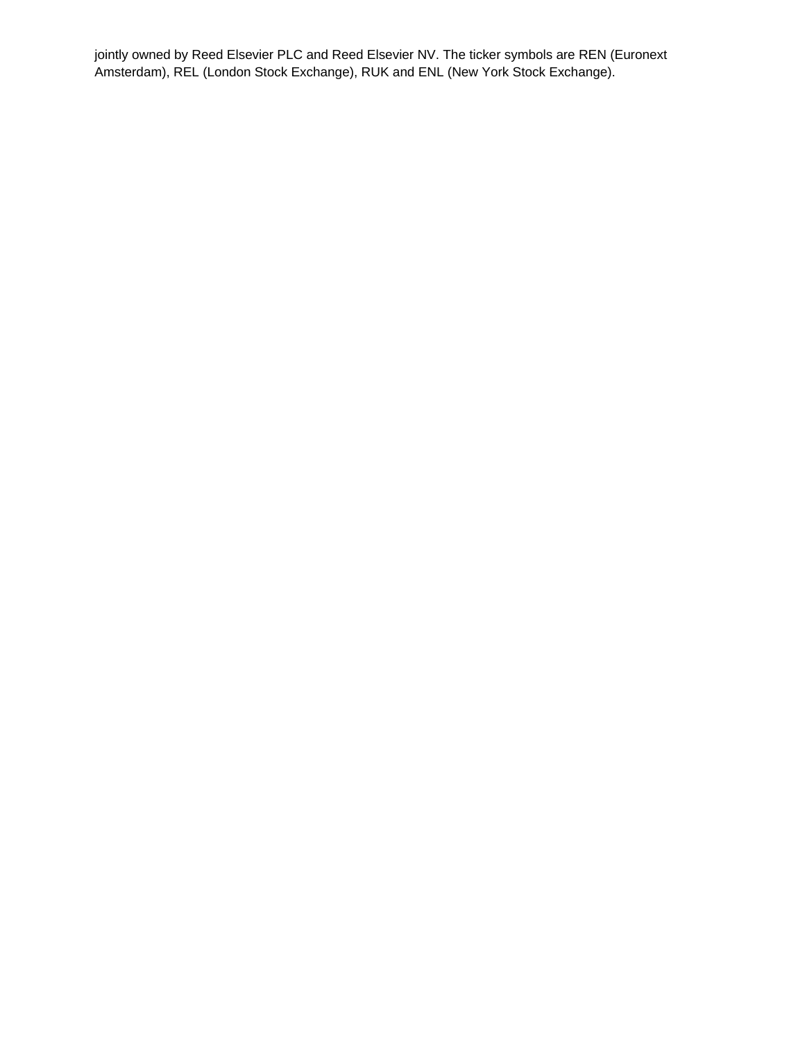jointly owned by Reed Elsevier PLC and Reed Elsevier NV. The ticker symbols are REN (Euronext Amsterdam), REL (London Stock Exchange), RUK and ENL (New York Stock Exchange).